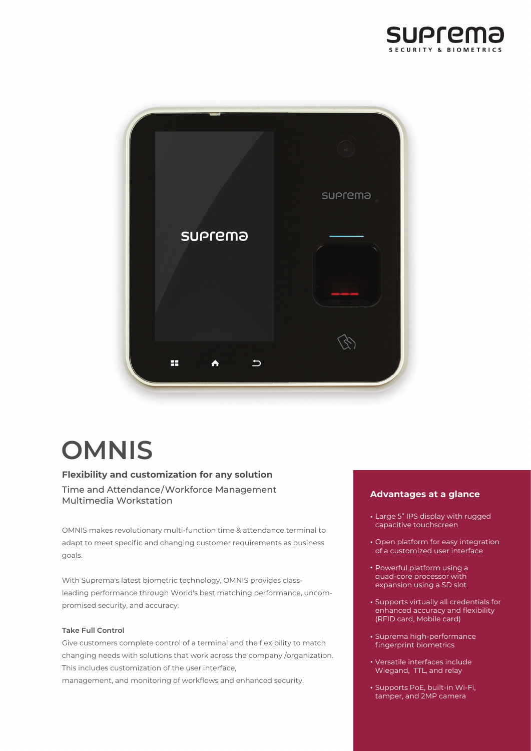# OMNIS

**Flexibility and customization for any solution**

Time and Attendance/Workforce Management
Multimedia Workstation

OMNIS makes revolutionary multi-function time & attendance terminal to adapt to meet specific and changing customer requirements as business goals.

With Suprema's latest biometric technology, OMNIS provides class-leading performance through World's best matching performance, uncompromised security, and accuracy.

#### Take Full Control

Give customers complete control of a terminal and the flexibility to match changing needs with solutions that work across the company /organization. This includes customization of the user interface,
management, and monitoring of workflows and enhanced security.

### Advantages at a glance

- Large 5" IPS display with rugged capacitive touchscreen
- Open platform for easy integration of a customized user interface
- Powerful platform using a quad-core processor with expansion using a SD slot
- Supports virtually all credentials for enhanced accuracy and flexibility (RFID card, Mobile card)
- Suprema high-performance fingerprint biometrics
- Versatile interfaces include Wiegand, TTL, and relay
- Supports PoE, built-in Wi-Fi, tamper, and 2MP camera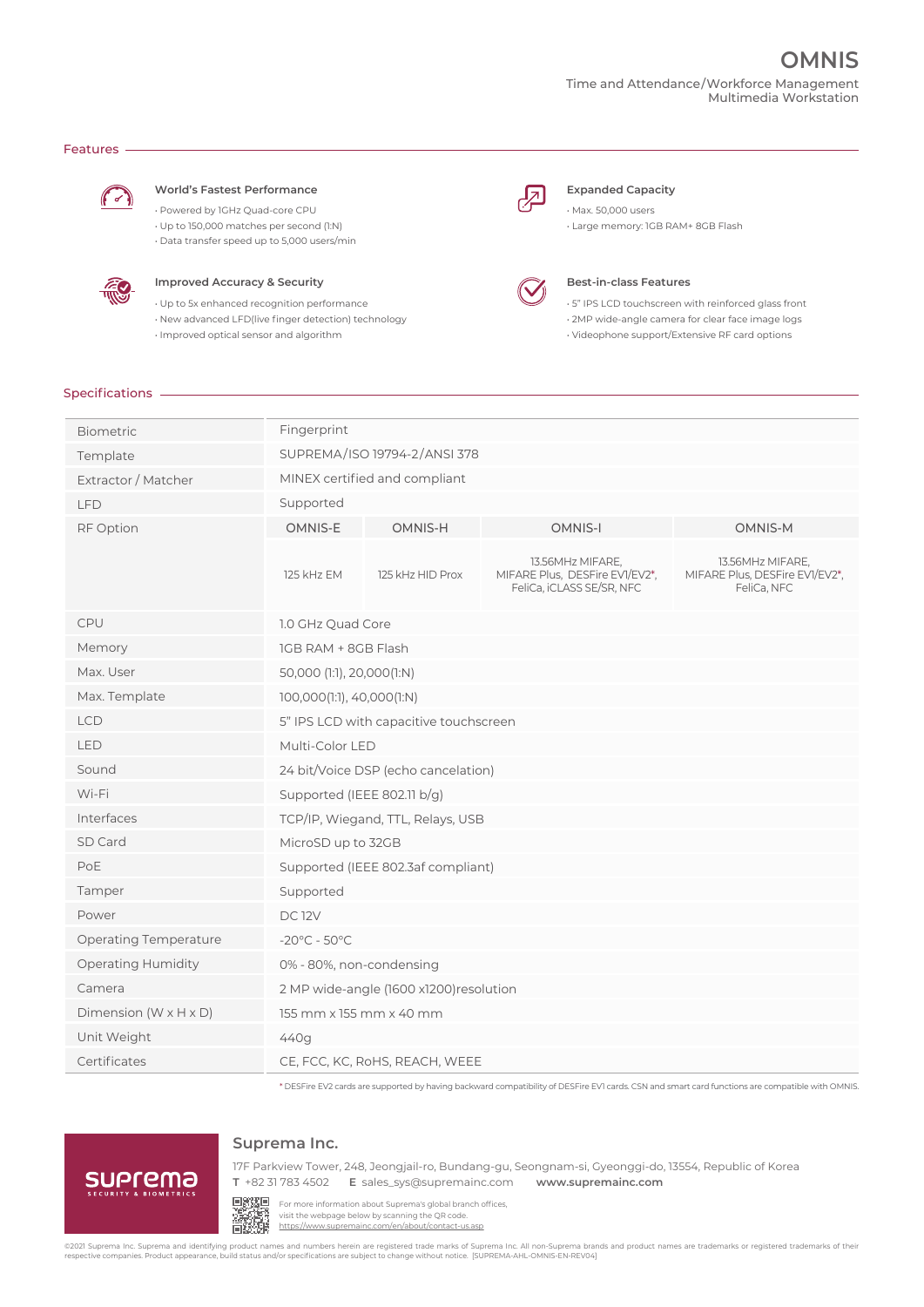# OMNIS

Time and Attendance/Workforce Management
Multimedia Workstation

## Features

### World's Fastest Performance

- Powered by 1GHz Quad-core CPU
- Up to 150,000 matches per second (1:N)
- Data transfer speed up to 5,000 users/min

### Expanded Capacity

- Max. 50,000 users
- Large memory: 1GB RAM+ 8GB Flash

### Improved Accuracy & Security

- Up to 5x enhanced recognition performance
- New advanced LFD(live finger detection) technology
- Improved optical sensor and algorithm

### Best-in-class Features

- 5" IPS LCD touchscreen with reinforced glass front
- 2MP wide-angle camera for clear face image logs
- Videophone support/Extensive RF card options

## Specifications

| | | | | |
|---|---|---|---|---|
| Biometric | Fingerprint | | | |
| Template | SUPREMA/ISO 19794-2/ANSI 378 | | | |
| Extractor / Matcher | MINEX certified and compliant | | | |
| LFD | Supported | | | |
| RF Option | OMNIS-E | OMNIS-H | OMNIS-I | OMNIS-M |
| | 125 kHz EM | 125 kHz HID Prox | 13.56MHz MIFARE, MIFARE Plus, DESFire EV1/EV2*, FeliCa, iCLASS SE/SR, NFC | 13.56MHz MIFARE, MIFARE Plus, DESFire EV1/EV2*, FeliCa, NFC |
| CPU | 1.0 GHz Quad Core | | | |
| Memory | 1GB RAM + 8GB Flash | | | |
| Max. User | 50,000 (1:1), 20,000(1:N) | | | |
| Max. Template | 100,000(1:1), 40,000(1:N) | | | |
| LCD | 5" IPS LCD with capacitive touchscreen | | | |
| LED | Multi-Color LED | | | |
| Sound | 24 bit/Voice DSP (echo cancelation) | | | |
| Wi-Fi | Supported (IEEE 802.11 b/g) | | | |
| Interfaces | TCP/IP, Wiegand, TTL, Relays, USB | | | |
| SD Card | MicroSD up to 32GB | | | |
| PoE | Supported (IEEE 802.3af compliant) | | | |
| Tamper | Supported | | | |
| Power | DC 12V | | | |
| Operating Temperature | -20°C - 50°C | | | |
| Operating Humidity | 0% - 80%, non-condensing | | | |
| Camera | 2 MP wide-angle (1600 x1200)resolution | | | |
| Dimension (W x H x D) | 155 mm x 155 mm x 40 mm | | | |
| Unit Weight | 440g | | | |
| Certificates | CE, FCC, KC, RoHS, REACH, WEEE | | | |

* DESFire EV2 cards are supported by having backward compatibility of DESFire EV1 cards. CSN and smart card functions are compatible with OMNIS.

### Suprema Inc.

17F Parkview Tower, 248, Jeongjail-ro, Bundang-gu, Seongnam-si, Gyeonggi-do, 13554, Republic of Korea
**T** +82 31 783 4502 **E** sales_sys@supremainc.com **www.supremainc.com**

For more information about Suprema's global branch offices, visit the webpage below by scanning the QR code.
https://www.supremainc.com/en/about/contact-us.asp

©2021 Suprema Inc. Suprema and identifying product names and numbers herein are registered trade marks of Suprema Inc. All non-Suprema brands and product names are trademarks or registered trademarks of their respective companies. Product appearance, build status and/or specifications are subject to change without notice. [SUPREMA-AHL-OMNIS-EN-REV04]